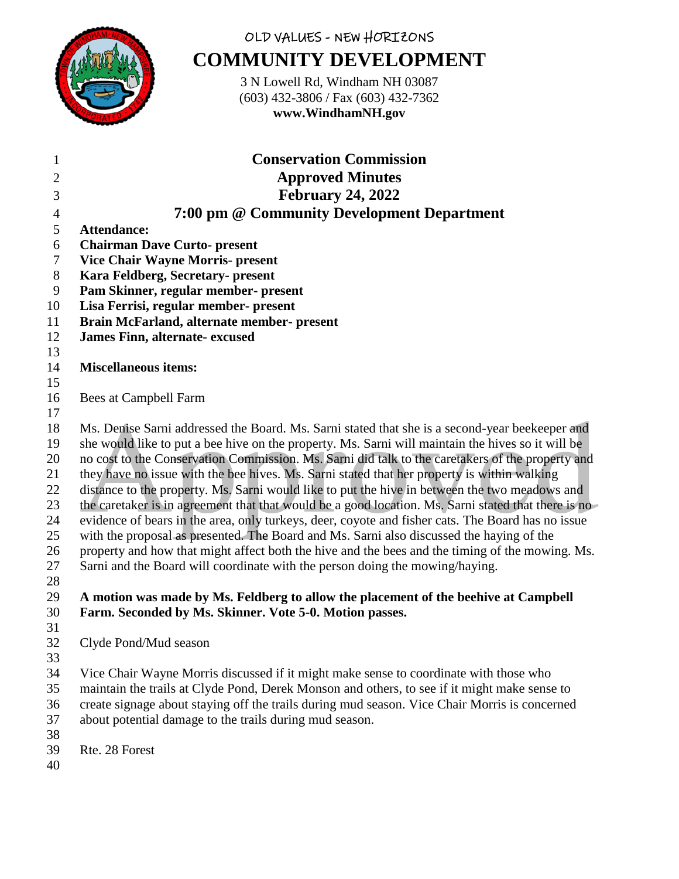OLD VALUES - NEW HORIZONS

# COMMUNITY DEVELOPMENT

3 N Lowell Rd, Windham NH 03087
(603) 432-3806 / Fax (603) 432-7362
**www.WindhamNH.gov**

## Conservation Commission
## Approved Minutes
## February 24, 2022
## 7:00 pm @ Community Development Department

**Attendance:**
**Chairman Dave Curto- present**
**Vice Chair Wayne Morris- present**
**Kara Feldberg, Secretary- present**
**Pam Skinner, regular member- present**
**Lisa Ferrisi, regular member- present**
**Brain McFarland, alternate member- present**
**James Finn, alternate- excused**

**Miscellaneous items:**

Bees at Campbell Farm

Ms. Denise Sarni addressed the Board. Ms. Sarni stated that she is a second-year beekeeper and she would like to put a bee hive on the property. Ms. Sarni will maintain the hives so it will be no cost to the Conservation Commission. Ms. Sarni did talk to the caretakers of the property and they have no issue with the bee hives. Ms. Sarni stated that her property is within walking distance to the property. Ms. Sarni would like to put the hive in between the two meadows and the caretaker is in agreement that that would be a good location. Ms. Sarni stated that there is no evidence of bears in the area, only turkeys, deer, coyote and fisher cats. The Board has no issue with the proposal as presented. The Board and Ms. Sarni also discussed the haying of the property and how that might affect both the hive and the bees and the timing of the mowing. Ms. Sarni and the Board will coordinate with the person doing the mowing/haying.

**A motion was made by Ms. Feldberg to allow the placement of the beehive at Campbell Farm. Seconded by Ms. Skinner. Vote 5-0. Motion passes.**

Clyde Pond/Mud season

Vice Chair Wayne Morris discussed if it might make sense to coordinate with those who maintain the trails at Clyde Pond, Derek Monson and others, to see if it might make sense to create signage about staying off the trails during mud season. Vice Chair Morris is concerned about potential damage to the trails during mud season.

Rte. 28 Forest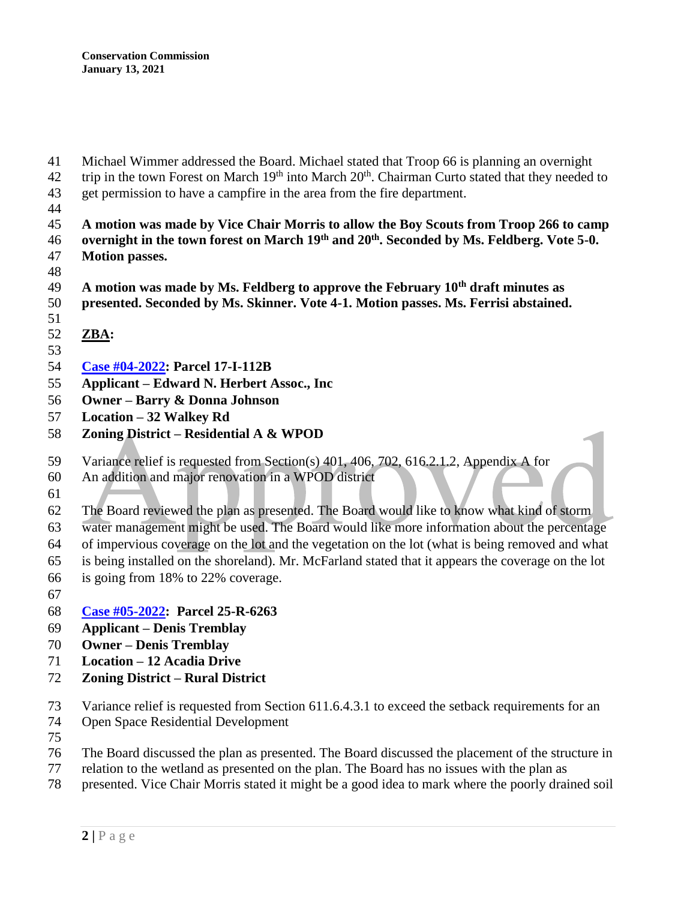Michael Wimmer addressed the Board. Michael stated that Troop 66 is planning an overnight trip in the town Forest on March 19th into March 20th. Chairman Curto stated that they needed to get permission to have a campfire in the area from the fire department.

**A motion was made by Vice Chair Morris to allow the Boy Scouts from Troop 266 to camp overnight in the town forest on March 19th and 20th. Seconded by Ms. Feldberg. Vote 5-0. Motion passes.**

**A motion was made by Ms. Feldberg to approve the February 10th draft minutes as presented. Seconded by Ms. Skinner. Vote 4-1. Motion passes. Ms. Ferrisi abstained.**

**ZBA:**

**Case #04-2022: Parcel 17-I-112B**
**Applicant – Edward N. Herbert Assoc., Inc**
**Owner – Barry & Donna Johnson**
**Location – 32 Walkey Rd**
**Zoning District – Residential A & WPOD**

Variance relief is requested from Section(s) 401, 406, 702, 616.2.1.2, Appendix A for An addition and major renovation in a WPOD district

The Board reviewed the plan as presented. The Board would like to know what kind of storm water management might be used. The Board would like more information about the percentage of impervious coverage on the lot and the vegetation on the lot (what is being removed and what is being installed on the shoreland). Mr. McFarland stated that it appears the coverage on the lot is going from 18% to 22% coverage.

**Case #05-2022: Parcel 25-R-6263**
**Applicant – Denis Tremblay**
**Owner – Denis Tremblay**
**Location – 12 Acadia Drive**
**Zoning District – Rural District**

Variance relief is requested from Section 611.6.4.3.1 to exceed the setback requirements for an Open Space Residential Development

The Board discussed the plan as presented. The Board discussed the placement of the structure in relation to the wetland as presented on the plan. The Board has no issues with the plan as presented. Vice Chair Morris stated it might be a good idea to mark where the poorly drained soil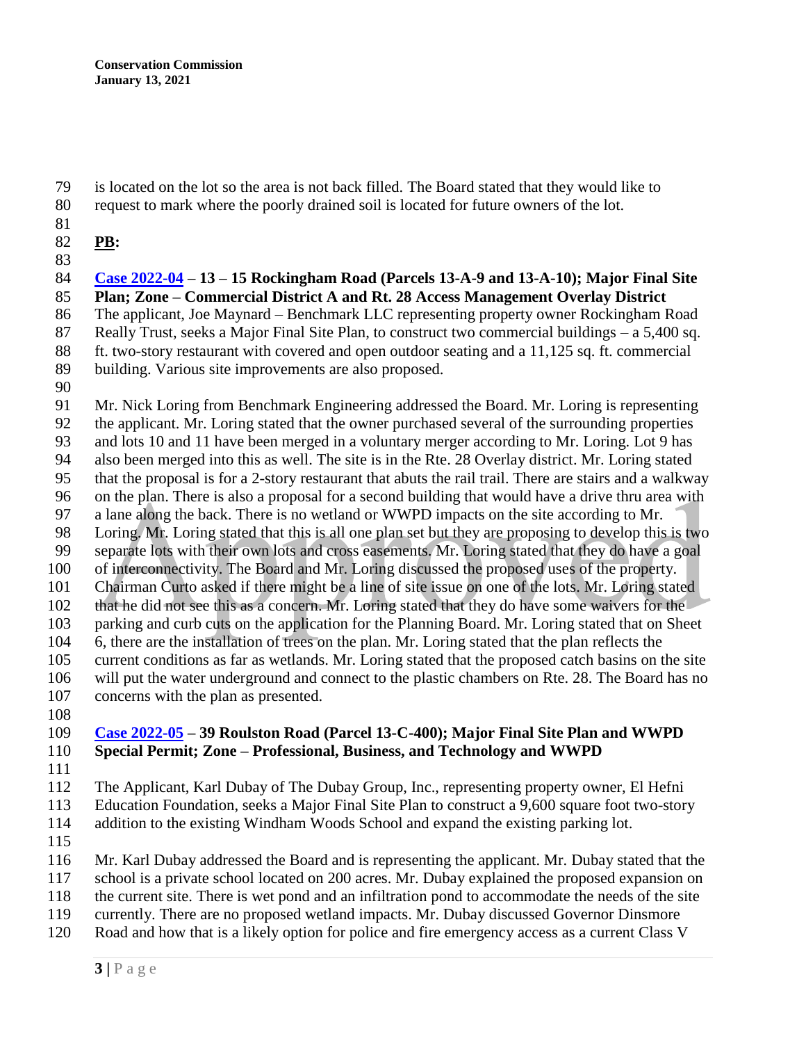is located on the lot so the area is not back filled. The Board stated that they would like to request to mark where the poorly drained soil is located for future owners of the lot.

**PB:**

**Case 2022-04 – 13 – 15 Rockingham Road (Parcels 13-A-9 and 13-A-10); Major Final Site Plan; Zone – Commercial District A and Rt. 28 Access Management Overlay District**

The applicant, Joe Maynard – Benchmark LLC representing property owner Rockingham Road Really Trust, seeks a Major Final Site Plan, to construct two commercial buildings – a 5,400 sq. ft. two-story restaurant with covered and open outdoor seating and a 11,125 sq. ft. commercial building. Various site improvements are also proposed.

Mr. Nick Loring from Benchmark Engineering addressed the Board. Mr. Loring is representing the applicant. Mr. Loring stated that the owner purchased several of the surrounding properties and lots 10 and 11 have been merged in a voluntary merger according to Mr. Loring. Lot 9 has also been merged into this as well. The site is in the Rte. 28 Overlay district. Mr. Loring stated that the proposal is for a 2-story restaurant that abuts the rail trail. There are stairs and a walkway on the plan. There is also a proposal for a second building that would have a drive thru area with a lane along the back. There is no wetland or WWPD impacts on the site according to Mr. Loring. Mr. Loring stated that this is all one plan set but they are proposing to develop this is two separate lots with their own lots and cross easements. Mr. Loring stated that they do have a goal of interconnectivity. The Board and Mr. Loring discussed the proposed uses of the property. Chairman Curto asked if there might be a line of site issue on one of the lots. Mr. Loring stated that he did not see this as a concern. Mr. Loring stated that they do have some waivers for the parking and curb cuts on the application for the Planning Board. Mr. Loring stated that on Sheet 6, there are the installation of trees on the plan. Mr. Loring stated that the plan reflects the current conditions as far as wetlands. Mr. Loring stated that the proposed catch basins on the site will put the water underground and connect to the plastic chambers on Rte. 28. The Board has no concerns with the plan as presented.

**Case 2022-05 – 39 Roulston Road (Parcel 13-C-400); Major Final Site Plan and WWPD Special Permit; Zone – Professional, Business, and Technology and WWPD**

The Applicant, Karl Dubay of The Dubay Group, Inc., representing property owner, El Hefni Education Foundation, seeks a Major Final Site Plan to construct a 9,600 square foot two-story addition to the existing Windham Woods School and expand the existing parking lot.

Mr. Karl Dubay addressed the Board and is representing the applicant. Mr. Dubay stated that the school is a private school located on 200 acres. Mr. Dubay explained the proposed expansion on the current site. There is wet pond and an infiltration pond to accommodate the needs of the site currently. There are no proposed wetland impacts. Mr. Dubay discussed Governor Dinsmore Road and how that is a likely option for police and fire emergency access as a current Class V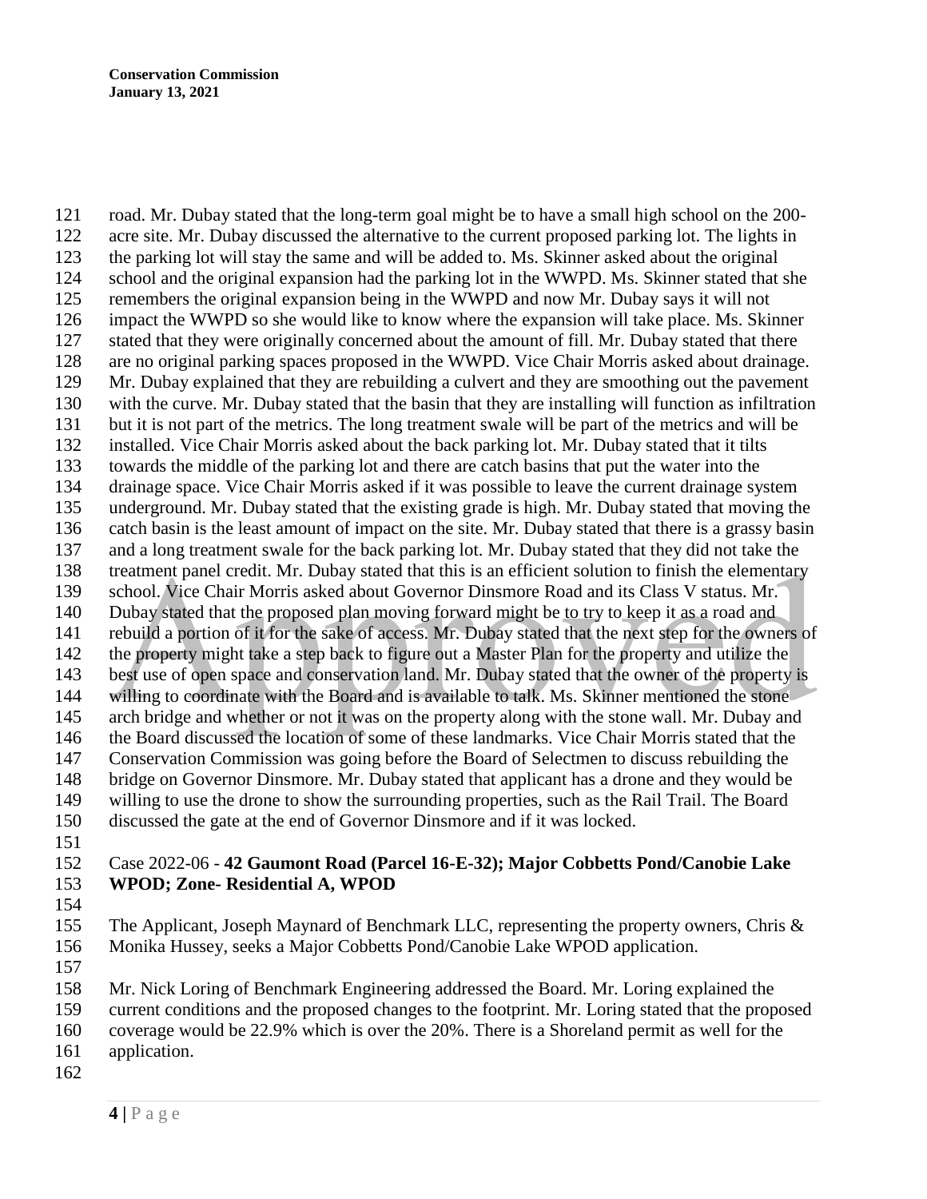road. Mr. Dubay stated that the long-term goal might be to have a small high school on the 200-acre site. Mr. Dubay discussed the alternative to the current proposed parking lot. The lights in the parking lot will stay the same and will be added to. Ms. Skinner asked about the original school and the original expansion had the parking lot in the WWPD. Ms. Skinner stated that she remembers the original expansion being in the WWPD and now Mr. Dubay says it will not impact the WWPD so she would like to know where the expansion will take place. Ms. Skinner stated that they were originally concerned about the amount of fill. Mr. Dubay stated that there are no original parking spaces proposed in the WWPD. Vice Chair Morris asked about drainage. Mr. Dubay explained that they are rebuilding a culvert and they are smoothing out the pavement with the curve. Mr. Dubay stated that the basin that they are installing will function as infiltration but it is not part of the metrics. The long treatment swale will be part of the metrics and will be installed. Vice Chair Morris asked about the back parking lot. Mr. Dubay stated that it tilts towards the middle of the parking lot and there are catch basins that put the water into the drainage space. Vice Chair Morris asked if it was possible to leave the current drainage system underground. Mr. Dubay stated that the existing grade is high. Mr. Dubay stated that moving the catch basin is the least amount of impact on the site. Mr. Dubay stated that there is a grassy basin and a long treatment swale for the back parking lot. Mr. Dubay stated that they did not take the treatment panel credit. Mr. Dubay stated that this is an efficient solution to finish the elementary school. Vice Chair Morris asked about Governor Dinsmore Road and its Class V status. Mr. Dubay stated that the proposed plan moving forward might be to try to keep it as a road and rebuild a portion of it for the sake of access. Mr. Dubay stated that the next step for the owners of the property might take a step back to figure out a Master Plan for the property and utilize the best use of open space and conservation land. Mr. Dubay stated that the owner of the property is willing to coordinate with the Board and is available to talk. Ms. Skinner mentioned the stone arch bridge and whether or not it was on the property along with the stone wall. Mr. Dubay and the Board discussed the location of some of these landmarks. Vice Chair Morris stated that the Conservation Commission was going before the Board of Selectmen to discuss rebuilding the bridge on Governor Dinsmore. Mr. Dubay stated that applicant has a drone and they would be willing to use the drone to show the surrounding properties, such as the Rail Trail. The Board discussed the gate at the end of Governor Dinsmore and if it was locked.

Case 2022-06 - **42 Gaumont Road (Parcel 16-E-32); Major Cobbetts Pond/Canobie Lake WPOD; Zone- Residential A, WPOD**

The Applicant, Joseph Maynard of Benchmark LLC, representing the property owners, Chris & Monika Hussey, seeks a Major Cobbetts Pond/Canobie Lake WPOD application.

Mr. Nick Loring of Benchmark Engineering addressed the Board. Mr. Loring explained the current conditions and the proposed changes to the footprint. Mr. Loring stated that the proposed coverage would be 22.9% which is over the 20%. There is a Shoreland permit as well for the application.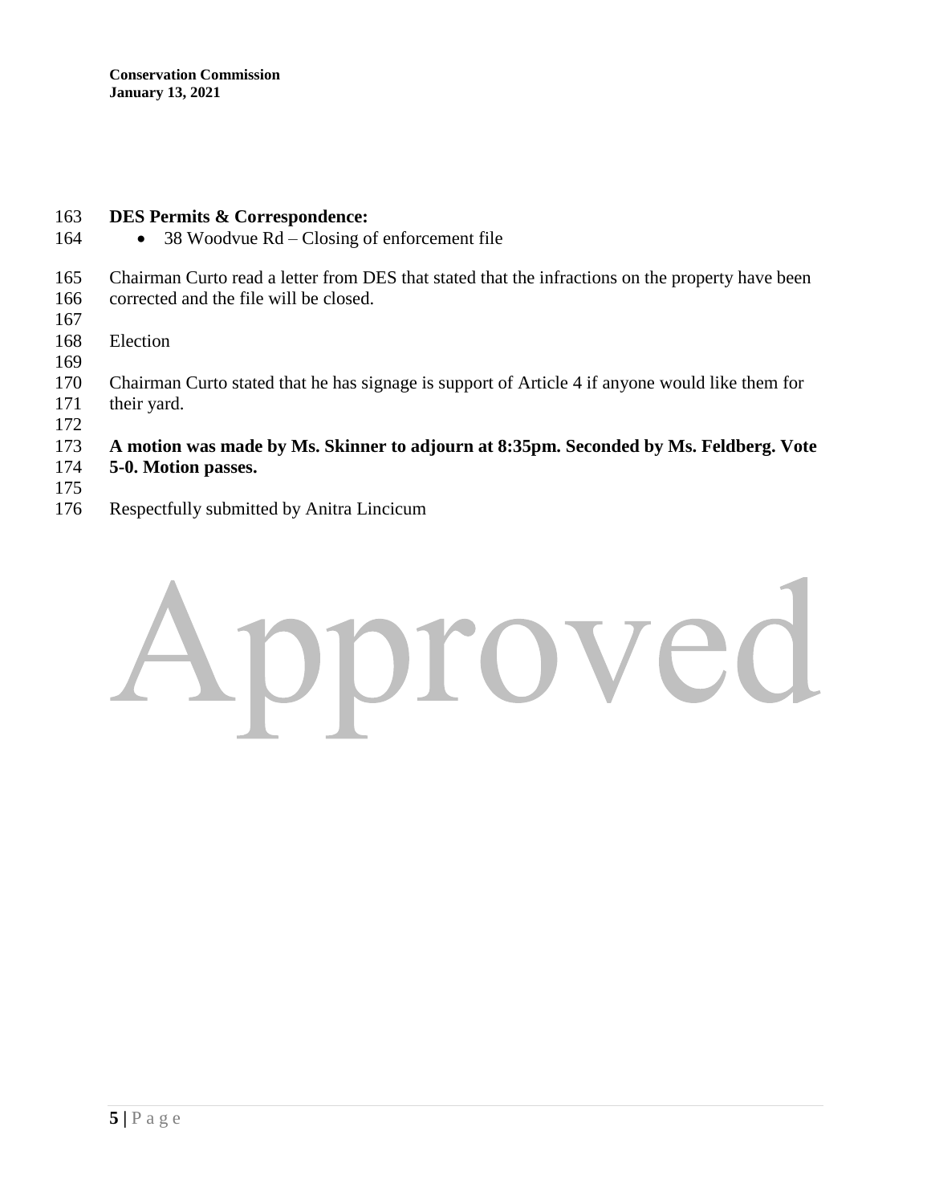**DES Permits & Correspondence:**

- 38 Woodvue Rd – Closing of enforcement file

Chairman Curto read a letter from DES that stated that the infractions on the property have been corrected and the file will be closed.

Election

Chairman Curto stated that he has signage is support of Article 4 if anyone would like them for their yard.

**A motion was made by Ms. Skinner to adjourn at 8:35pm. Seconded by Ms. Feldberg. Vote 5-0. Motion passes.**

Respectfully submitted by Anitra Lincicum

Approved